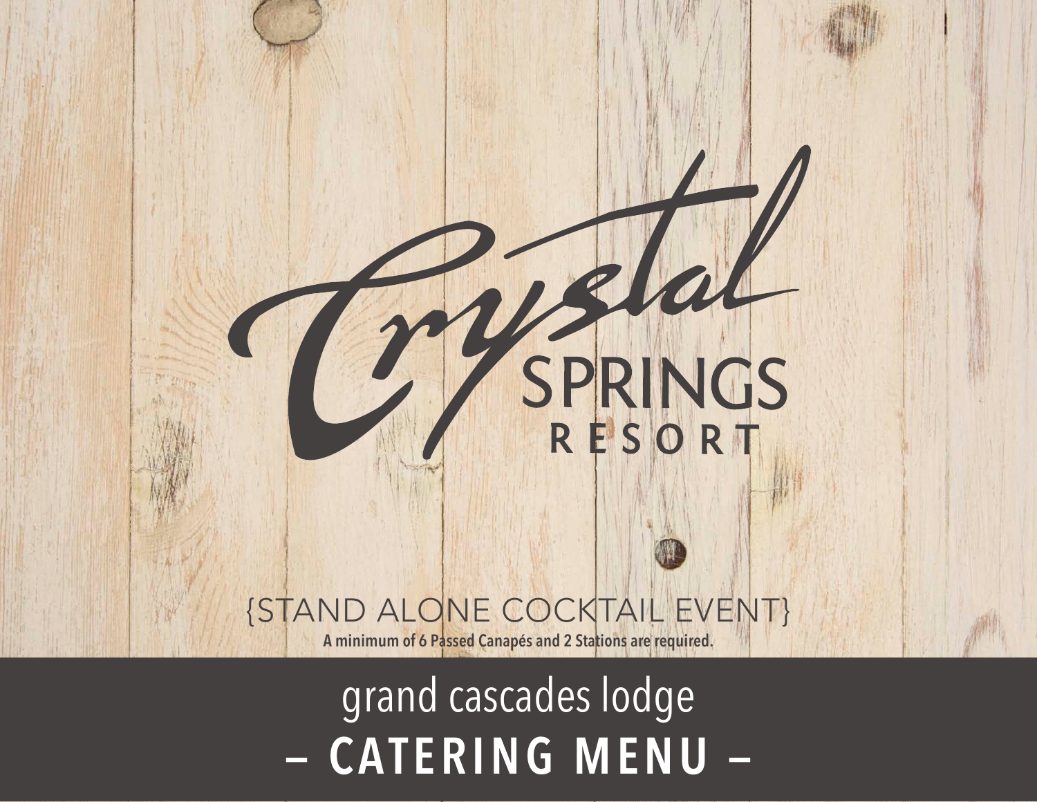# Crystal SPRINGS RESORT

{STAND ALONE COCKTAIL EVENT}

**A minimum of 6 Passed Canapés and 2 Stations are required.**

## grand cascades lodge

## – CATERING MENU –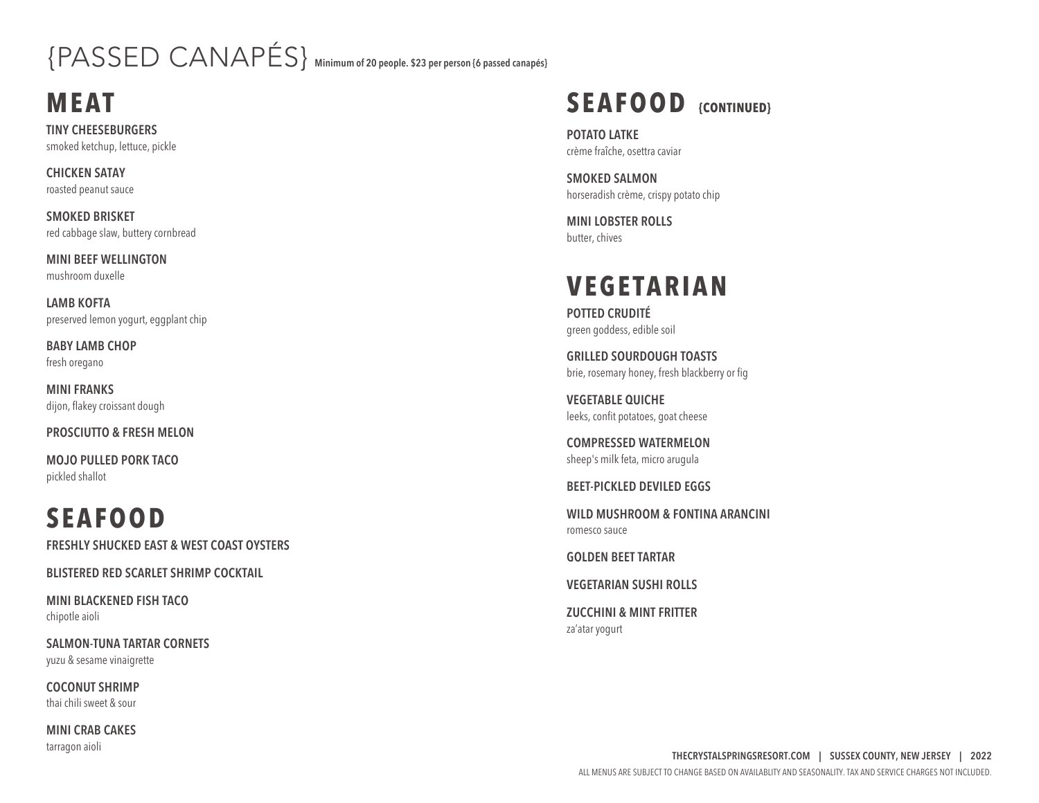# {PASSED CANAPÉS}

Minimum of 20 people. $23 per person (6 passed canapés)

## MEAT

**TINY CHEESEBURGERS**
smoked ketchup, lettuce, pickle

**CHICKEN SATAY**
roasted peanut sauce

**SMOKED BRISKET**
red cabbage slaw, buttery cornbread

**MINI BEEF WELLINGTON**
mushroom duxelle

**LAMB KOFTA**
preserved lemon yogurt, eggplant chip

**BABY LAMB CHOP**
fresh oregano

**MINI FRANKS**
dijon, flakey croissant dough

**PROSCIUTTO & FRESH MELON**

**MOJO PULLED PORK TACO**
pickled shallot

## SEAFOOD

**FRESHLY SHUCKED EAST & WEST COAST OYSTERS**

**BLISTERED RED SCARLET SHRIMP COCKTAIL**

**MINI BLACKENED FISH TACO**
chipotle aioli

**SALMON-TUNA TARTAR CORNETS**
yuzu & sesame vinaigrette

**COCONUT SHRIMP**
thai chili sweet & sour

**MINI CRAB CAKES**
tarragon aioli

## SEAFOOD {CONTINUED}

**POTATO LATKE**
crème fraîche, osettra caviar

**SMOKED SALMON**
horseradish crème, crispy potato chip

**MINI LOBSTER ROLLS**
butter, chives

## VEGETARIAN

**POTTED CRUDITÉ**
green goddess, edible soil

**GRILLED SOURDOUGH TOASTS**
brie, rosemary honey, fresh blackberry or fig

**VEGETABLE QUICHE**
leeks, confit potatoes, goat cheese

**COMPRESSED WATERMELON**
sheep's milk feta, micro arugula

**BEET-PICKLED DEVILED EGGS**

**WILD MUSHROOM & FONTINA ARANCINI**
romesco sauce

**GOLDEN BEET TARTAR**

**VEGETARIAN SUSHI ROLLS**

**ZUCCHINI & MINT FRITTER**
za'atar yogurt

THECRYSTALSPRINGSRESORT.COM | SUSSEX COUNTY, NEW JERSEY | 2022

ALL MENUS ARE SUBJECT TO CHANGE BASED ON AVAILABLITY AND SEASONALITY. TAX AND SERVICE CHARGES NOT INCLUDED.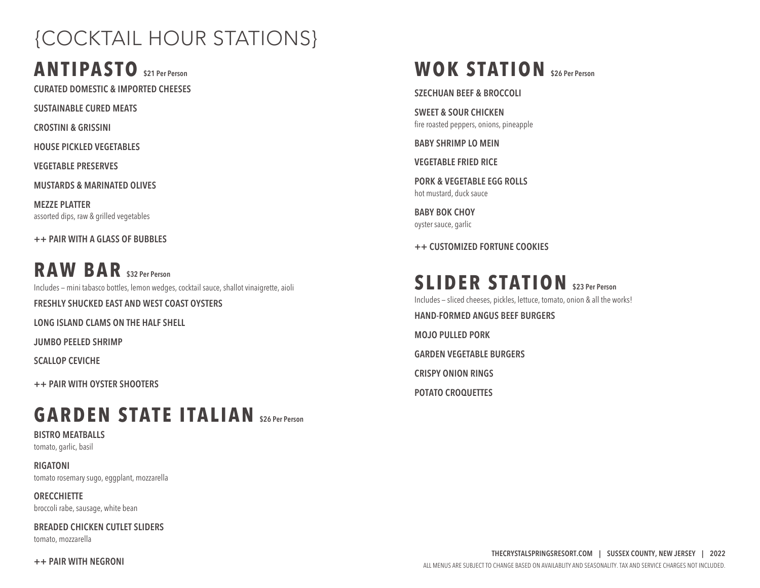# {COCKTAIL HOUR STATIONS}

## ANTIPASTO $21 Per Person

**CURATED DOMESTIC & IMPORTED CHEESES**

**SUSTAINABLE CURED MEATS**

**CROSTINI & GRISSINI**

**HOUSE PICKLED VEGETABLES**

**VEGETABLE PRESERVES**

**MUSTARDS & MARINATED OLIVES**

**MEZZE PLATTER**
assorted dips, raw & grilled vegetables

**++ PAIR WITH A GLASS OF BUBBLES**

## RAW BAR $32 Per Person

Includes — mini tabasco bottles, lemon wedges, cocktail sauce, shallot vinaigrette, aioli

**FRESHLY SHUCKED EAST AND WEST COAST OYSTERS**

**LONG ISLAND CLAMS ON THE HALF SHELL**

**JUMBO PEELED SHRIMP**

**SCALLOP CEVICHE**

**++ PAIR WITH OYSTER SHOOTERS**

## GARDEN STATE ITALIAN $26 Per Person

**BISTRO MEATBALLS**
tomato, garlic, basil

**RIGATONI**
tomato rosemary sugo, eggplant, mozzarella

**ORECCHIETTE**
broccoli rabe, sausage, white bean

**BREADED CHICKEN CUTLET SLIDERS**
tomato, mozzarella

**++ PAIR WITH NEGRONI**

## WOK STATION $26 Per Person

**SZECHUAN BEEF & BROCCOLI**

**SWEET & SOUR CHICKEN**
fire roasted peppers, onions, pineapple

**BABY SHRIMP LO MEIN**

**VEGETABLE FRIED RICE**

**PORK & VEGETABLE EGG ROLLS**
hot mustard, duck sauce

**BABY BOK CHOY**
oyster sauce, garlic

**++ CUSTOMIZED FORTUNE COOKIES**

## SLIDER STATION $23 Per Person

Includes — sliced cheeses, pickles, lettuce, tomato, onion & all the works!

**HAND-FORMED ANGUS BEEF BURGERS**

**MOJO PULLED PORK**

**GARDEN VEGETABLE BURGERS**

**CRISPY ONION RINGS**

**POTATO CROQUETTES**

**THECRYSTALSPRINGSRESORT.COM | SUSSEX COUNTY, NEW JERSEY | 2022**

ALL MENUS ARE SUBJECT TO CHANGE BASED ON AVAILABLITY AND SEASONALITY. TAX AND SERVICE CHARGES NOT INCLUDED.